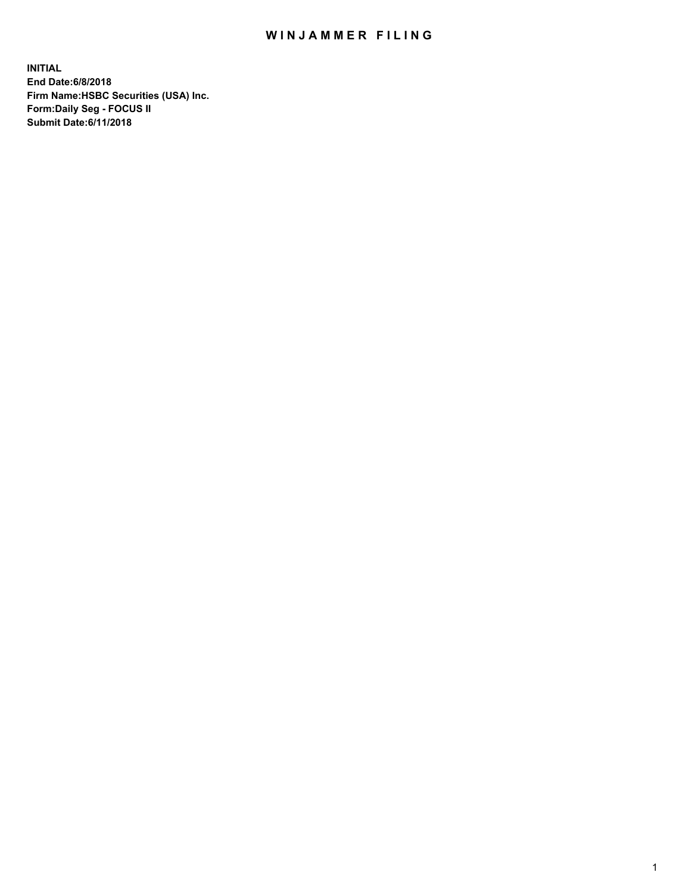# WINJAMMER FILING

**INITIAL**
**End Date:6/8/2018**
**Firm Name:HSBC Securities (USA) Inc.**
**Form:Daily Seg - FOCUS II**
**Submit Date:6/11/2018**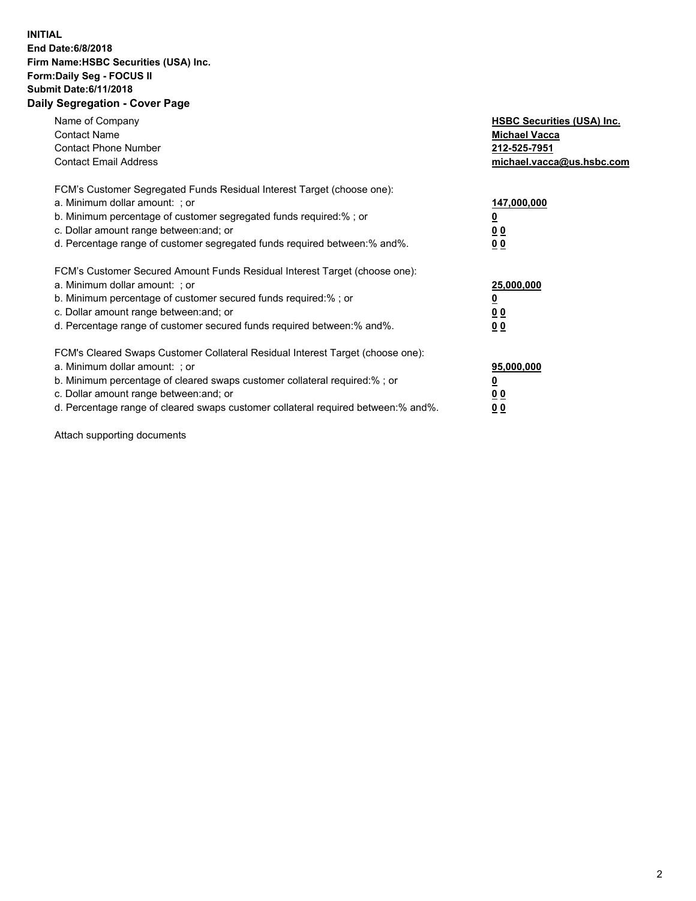**INITIAL**
**End Date:6/8/2018**
**Firm Name:HSBC Securities (USA) Inc.**
**Form:Daily Seg - FOCUS II**
**Submit Date:6/11/2018**
## Daily Segregation - Cover Page

| | |
|---|---|
| Name of Company | **HSBC Securities (USA) Inc.** |
| Contact Name | **Michael Vacca** |
| Contact Phone Number | **212-525-7951** |
| Contact Email Address | **michael.vacca@us.hsbc.com** |

FCM's Customer Segregated Funds Residual Interest Target (choose one):

| | |
|---|---|
| a. Minimum dollar amount: ; or | **147,000,000** |
| b. Minimum percentage of customer segregated funds required:% ; or | **0** |
| c. Dollar amount range between:and; or | **0 0** |
| d. Percentage range of customer segregated funds required between:% and%. | **0 0** |

FCM's Customer Secured Amount Funds Residual Interest Target (choose one):

| | |
|---|---|
| a. Minimum dollar amount: ; or | **25,000,000** |
| b. Minimum percentage of customer secured funds required:% ; or | **0** |
| c. Dollar amount range between:and; or | **0 0** |
| d. Percentage range of customer secured funds required between:% and%. | **0 0** |

FCM's Cleared Swaps Customer Collateral Residual Interest Target (choose one):

| | |
|---|---|
| a. Minimum dollar amount: ; or | **95,000,000** |
| b. Minimum percentage of cleared swaps customer collateral required:% ; or | **0** |
| c. Dollar amount range between:and; or | **0 0** |
| d. Percentage range of cleared swaps customer collateral required between:% and%. | **0 0** |

Attach supporting documents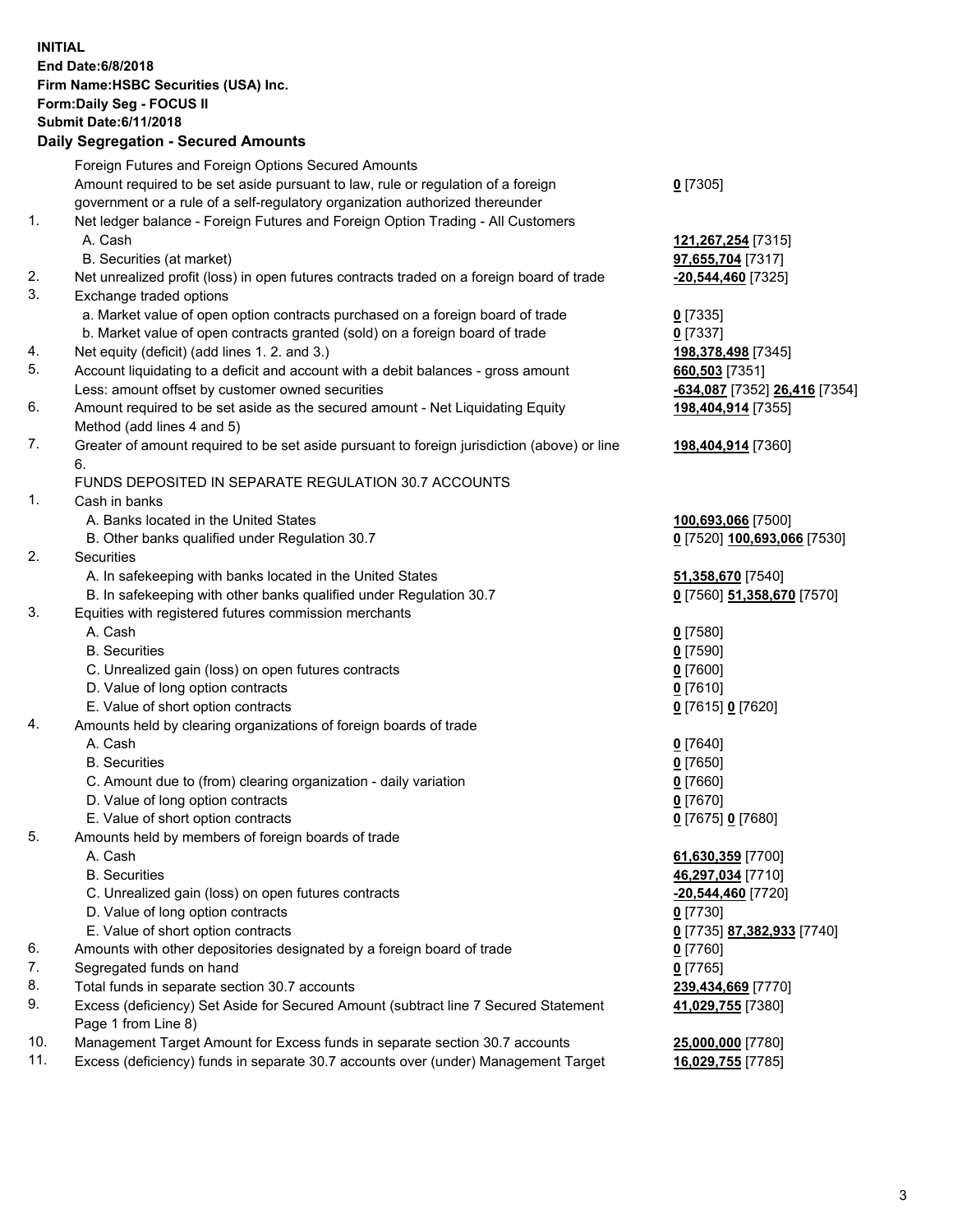**INITIAL**
**End Date:6/8/2018**
**Firm Name:HSBC Securities (USA) Inc.**
**Form:Daily Seg - FOCUS II**
**Submit Date:6/11/2018**

## Daily Segregation - Secured Amounts

| | | |
|---|---|---|
| | Foreign Futures and Foreign Options Secured Amounts | |
| | Amount required to be set aside pursuant to law, rule or regulation of a foreign government or a rule of a self-regulatory organization authorized thereunder | **0** [7305] |
| 1. | Net ledger balance - Foreign Futures and Foreign Option Trading - All Customers | |
| | A. Cash | **121,267,254** [7315] |
| | B. Securities (at market) | **97,655,704** [7317] |
| 2. | Net unrealized profit (loss) in open futures contracts traded on a foreign board of trade | **-20,544,460** [7325] |
| 3. | Exchange traded options | |
| | a. Market value of open option contracts purchased on a foreign board of trade | **0** [7335] |
| | b. Market value of open contracts granted (sold) on a foreign board of trade | **0** [7337] |
| 4. | Net equity (deficit) (add lines 1. 2. and 3.) | **198,378,498** [7345] |
| 5. | Account liquidating to a deficit and account with a debit balances - gross amount | **660,503** [7351] |
| | Less: amount offset by customer owned securities | **-634,087** [7352] **26,416** [7354] |
| 6. | Amount required to be set aside as the secured amount - Net Liquidating Equity Method (add lines 4 and 5) | **198,404,914** [7355] |
| 7. | Greater of amount required to be set aside pursuant to foreign jurisdiction (above) or line 6. | **198,404,914** [7360] |
| | FUNDS DEPOSITED IN SEPARATE REGULATION 30.7 ACCOUNTS | |
| 1. | Cash in banks | |
| | A. Banks located in the United States | **100,693,066** [7500] |
| | B. Other banks qualified under Regulation 30.7 | **0** [7520] **100,693,066** [7530] |
| 2. | Securities | |
| | A. In safekeeping with banks located in the United States | **51,358,670** [7540] |
| | B. In safekeeping with other banks qualified under Regulation 30.7 | **0** [7560] **51,358,670** [7570] |
| 3. | Equities with registered futures commission merchants | |
| | A. Cash | **0** [7580] |
| | B. Securities | **0** [7590] |
| | C. Unrealized gain (loss) on open futures contracts | **0** [7600] |
| | D. Value of long option contracts | **0** [7610] |
| | E. Value of short option contracts | **0** [7615] **0** [7620] |
| 4. | Amounts held by clearing organizations of foreign boards of trade | |
| | A. Cash | **0** [7640] |
| | B. Securities | **0** [7650] |
| | C. Amount due to (from) clearing organization - daily variation | **0** [7660] |
| | D. Value of long option contracts | **0** [7670] |
| | E. Value of short option contracts | **0** [7675] **0** [7680] |
| 5. | Amounts held by members of foreign boards of trade | |
| | A. Cash | **61,630,359** [7700] |
| | B. Securities | **46,297,034** [7710] |
| | C. Unrealized gain (loss) on open futures contracts | **-20,544,460** [7720] |
| | D. Value of long option contracts | **0** [7730] |
| | E. Value of short option contracts | **0** [7735] **87,382,933** [7740] |
| 6. | Amounts with other depositories designated by a foreign board of trade | **0** [7760] |
| 7. | Segregated funds on hand | **0** [7765] |
| 8. | Total funds in separate section 30.7 accounts | **239,434,669** [7770] |
| 9. | Excess (deficiency) Set Aside for Secured Amount (subtract line 7 Secured Statement Page 1 from Line 8) | **41,029,755** [7380] |
| 10. | Management Target Amount for Excess funds in separate section 30.7 accounts | **25,000,000** [7780] |
| 11. | Excess (deficiency) funds in separate 30.7 accounts over (under) Management Target | **16,029,755** [7785] |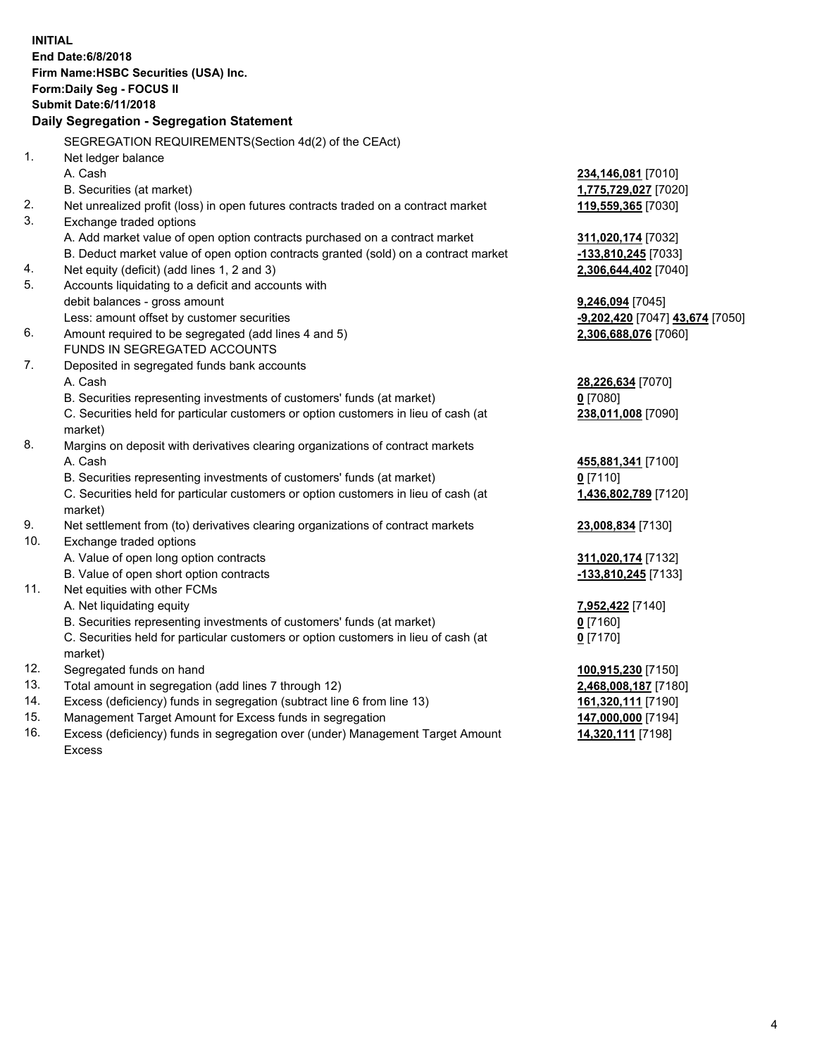**INITIAL**
**End Date:6/8/2018**
**Firm Name:HSBC Securities (USA) Inc.**
**Form:Daily Seg - FOCUS II**
**Submit Date:6/11/2018**

### Daily Segregation - Segregation Statement

| | | |
|---|---|---|
| | SEGREGATION REQUIREMENTS(Section 4d(2) of the CEAct) | |
| 1. | Net ledger balance | |
| | A. Cash | **234,146,081** [7010] |
| | B. Securities (at market) | **1,775,729,027** [7020] |
| 2. | Net unrealized profit (loss) in open futures contracts traded on a contract market | **119,559,365** [7030] |
| 3. | Exchange traded options | |
| | A. Add market value of open option contracts purchased on a contract market | **311,020,174** [7032] |
| | B. Deduct market value of open option contracts granted (sold) on a contract market | **-133,810,245** [7033] |
| 4. | Net equity (deficit) (add lines 1, 2 and 3) | **2,306,644,402** [7040] |
| 5. | Accounts liquidating to a deficit and accounts with debit balances - gross amount | **9,246,094** [7045] |
| | Less: amount offset by customer securities | **-9,202,420** [7047] **43,674** [7050] |
| 6. | Amount required to be segregated (add lines 4 and 5) | **2,306,688,076** [7060] |
| | FUNDS IN SEGREGATED ACCOUNTS | |
| 7. | Deposited in segregated funds bank accounts | |
| | A. Cash | **28,226,634** [7070] |
| | B. Securities representing investments of customers' funds (at market) | **0** [7080] |
| | C. Securities held for particular customers or option customers in lieu of cash (at market) | **238,011,008** [7090] |
| 8. | Margins on deposit with derivatives clearing organizations of contract markets | |
| | A. Cash | **455,881,341** [7100] |
| | B. Securities representing investments of customers' funds (at market) | **0** [7110] |
| | C. Securities held for particular customers or option customers in lieu of cash (at market) | **1,436,802,789** [7120] |
| 9. | Net settlement from (to) derivatives clearing organizations of contract markets | **23,008,834** [7130] |
| 10. | Exchange traded options | |
| | A. Value of open long option contracts | **311,020,174** [7132] |
| | B. Value of open short option contracts | **-133,810,245** [7133] |
| 11. | Net equities with other FCMs | |
| | A. Net liquidating equity | **7,952,422** [7140] |
| | B. Securities representing investments of customers' funds (at market) | **0** [7160] |
| | C. Securities held for particular customers or option customers in lieu of cash (at market) | **0** [7170] |
| 12. | Segregated funds on hand | **100,915,230** [7150] |
| 13. | Total amount in segregation (add lines 7 through 12) | **2,468,008,187** [7180] |
| 14. | Excess (deficiency) funds in segregation (subtract line 6 from line 13) | **161,320,111** [7190] |
| 15. | Management Target Amount for Excess funds in segregation | **147,000,000** [7194] |
| 16. | Excess (deficiency) funds in segregation over (under) Management Target Amount Excess | **14,320,111** [7198] |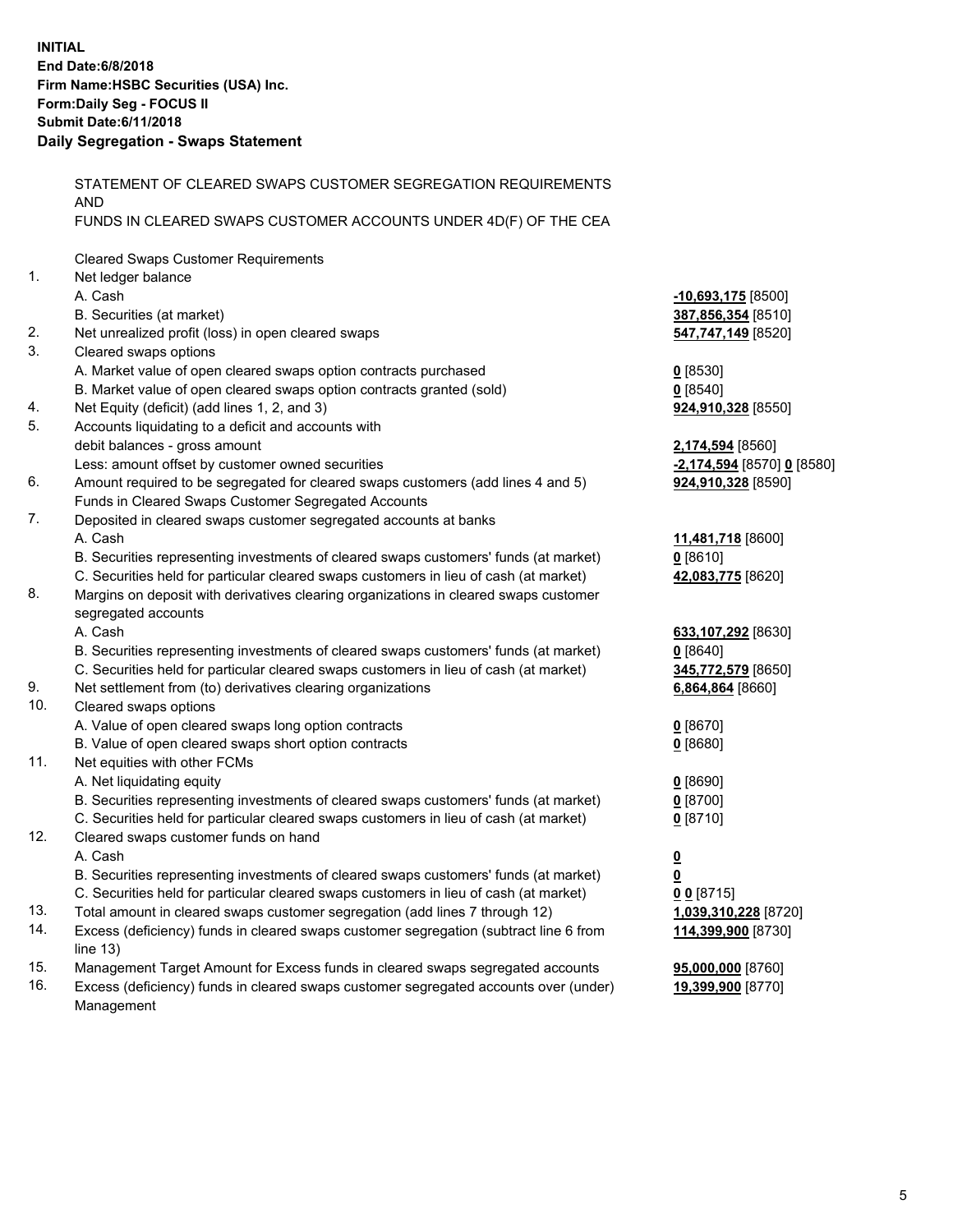**INITIAL**
**End Date:6/8/2018**
**Firm Name:HSBC Securities (USA) Inc.**
**Form:Daily Seg - FOCUS II**
**Submit Date:6/11/2018**
**Daily Segregation - Swaps Statement**

STATEMENT OF CLEARED SWAPS CUSTOMER SEGREGATION REQUIREMENTS AND FUNDS IN CLEARED SWAPS CUSTOMER ACCOUNTS UNDER 4D(F) OF THE CEA

| | | |
|---|---|---|
| | Cleared Swaps Customer Requirements | |
| 1. | Net ledger balance | |
| | A. Cash | **-10,693,175** [8500] |
| | B. Securities (at market) | **387,856,354** [8510] |
| 2. | Net unrealized profit (loss) in open cleared swaps | **547,747,149** [8520] |
| 3. | Cleared swaps options | |
| | A. Market value of open cleared swaps option contracts purchased | **0** [8530] |
| | B. Market value of open cleared swaps option contracts granted (sold) | **0** [8540] |
| 4. | Net Equity (deficit) (add lines 1, 2, and 3) | **924,910,328** [8550] |
| 5. | Accounts liquidating to a deficit and accounts with debit balances - gross amount | **2,174,594** [8560] |
| | Less: amount offset by customer owned securities | **-2,174,594** [8570] **0** [8580] |
| 6. | Amount required to be segregated for cleared swaps customers (add lines 4 and 5) | **924,910,328** [8590] |
| | Funds in Cleared Swaps Customer Segregated Accounts | |
| 7. | Deposited in cleared swaps customer segregated accounts at banks | |
| | A. Cash | **11,481,718** [8600] |
| | B. Securities representing investments of cleared swaps customers' funds (at market) | **0** [8610] |
| | C. Securities held for particular cleared swaps customers in lieu of cash (at market) | **42,083,775** [8620] |
| 8. | Margins on deposit with derivatives clearing organizations in cleared swaps customer segregated accounts | |
| | A. Cash | **633,107,292** [8630] |
| | B. Securities representing investments of cleared swaps customers' funds (at market) | **0** [8640] |
| | C. Securities held for particular cleared swaps customers in lieu of cash (at market) | **345,772,579** [8650] |
| 9. | Net settlement from (to) derivatives clearing organizations | **6,864,864** [8660] |
| 10. | Cleared swaps options | |
| | A. Value of open cleared swaps long option contracts | **0** [8670] |
| | B. Value of open cleared swaps short option contracts | **0** [8680] |
| 11. | Net equities with other FCMs | |
| | A. Net liquidating equity | **0** [8690] |
| | B. Securities representing investments of cleared swaps customers' funds (at market) | **0** [8700] |
| | C. Securities held for particular cleared swaps customers in lieu of cash (at market) | **0** [8710] |
| 12. | Cleared swaps customer funds on hand | |
| | A. Cash | **0** |
| | B. Securities representing investments of cleared swaps customers' funds (at market) | **0** |
| | C. Securities held for particular cleared swaps customers in lieu of cash (at market) | **0** **0** [8715] |
| 13. | Total amount in cleared swaps customer segregation (add lines 7 through 12) | **1,039,310,228** [8720] |
| 14. | Excess (deficiency) funds in cleared swaps customer segregation (subtract line 6 from line 13) | **114,399,900** [8730] |
| 15. | Management Target Amount for Excess funds in cleared swaps segregated accounts | **95,000,000** [8760] |
| 16. | Excess (deficiency) funds in cleared swaps customer segregated accounts over (under) Management | **19,399,900** [8770] |